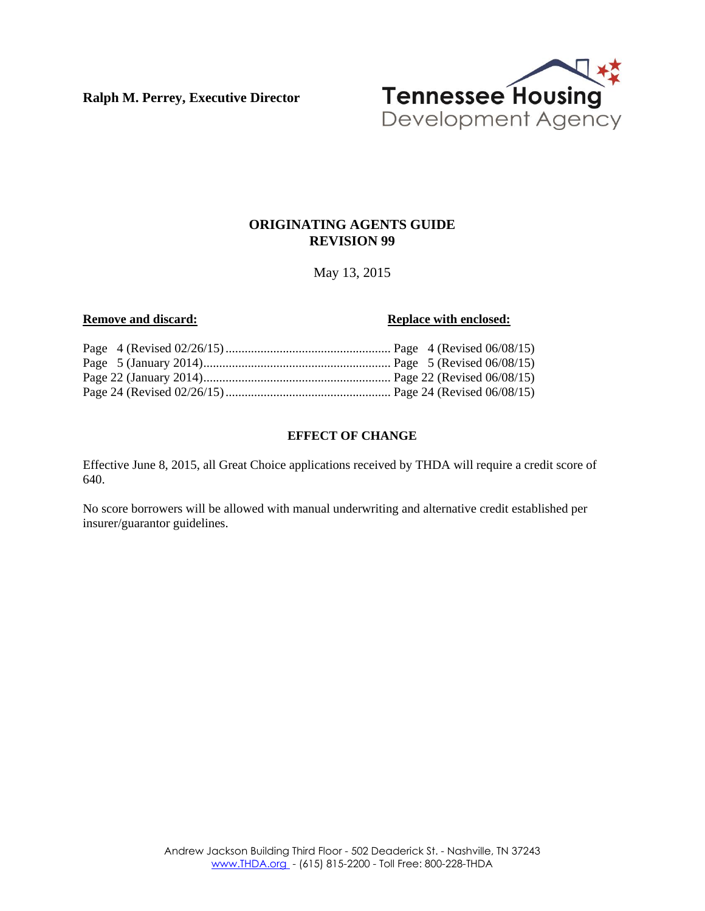**Ralph M. Perrey, Executive Director**

Tennessee Housing Development Agency

## ORIGINATING AGENTS GUIDE
## REVISION 99

May 13, 2015

| **Remove and discard:** | **Replace with enclosed:** |
| --- | --- |
| Page 4 (Revised 02/26/15) | Page 4 (Revised 06/08/15) |
| Page 5 (January 2014) | Page 5 (Revised 06/08/15) |
| Page 22 (January 2014) | Page 22 (Revised 06/08/15) |
| Page 24 (Revised 02/26/15) | Page 24 (Revised 06/08/15) |

### EFFECT OF CHANGE

Effective June 8, 2015, all Great Choice applications received by THDA will require a credit score of 640.

No score borrowers will be allowed with manual underwriting and alternative credit established per insurer/guarantor guidelines.

Andrew Jackson Building Third Floor - 502 Deaderick St. - Nashville, TN 37243
www.THDA.org - (615) 815-2200 - Toll Free: 800-228-THDA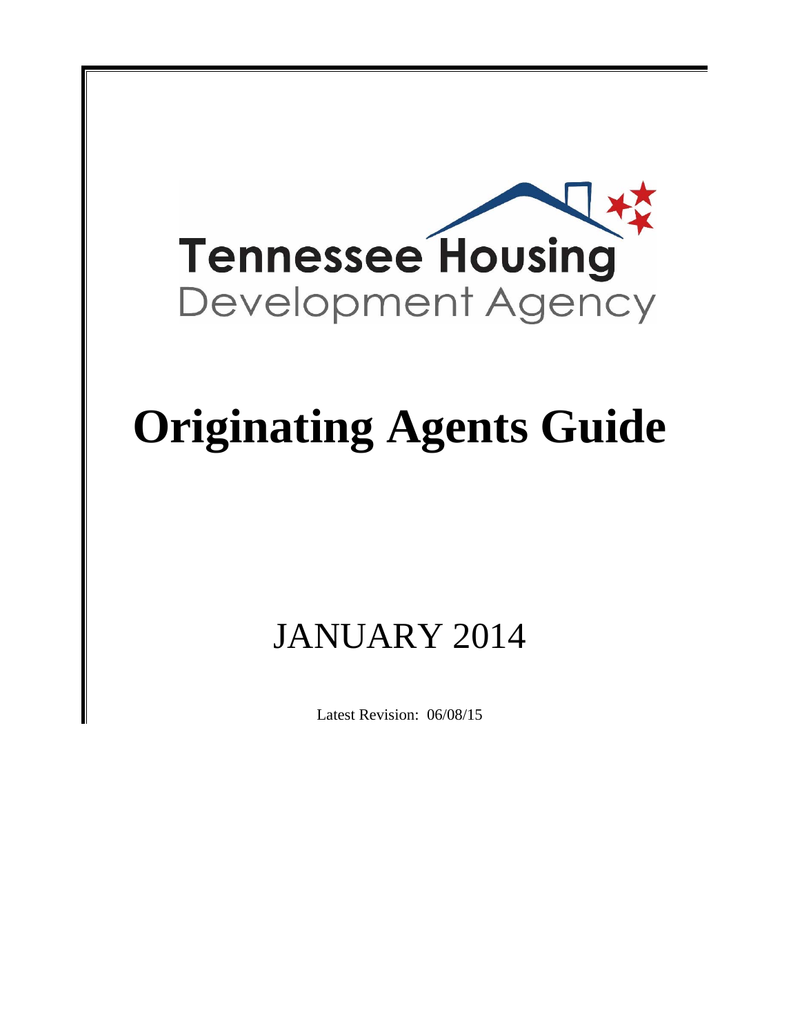Tennessee Housing

Development Agency

# Originating Agents Guide

## JANUARY 2014

Latest Revision: 06/08/15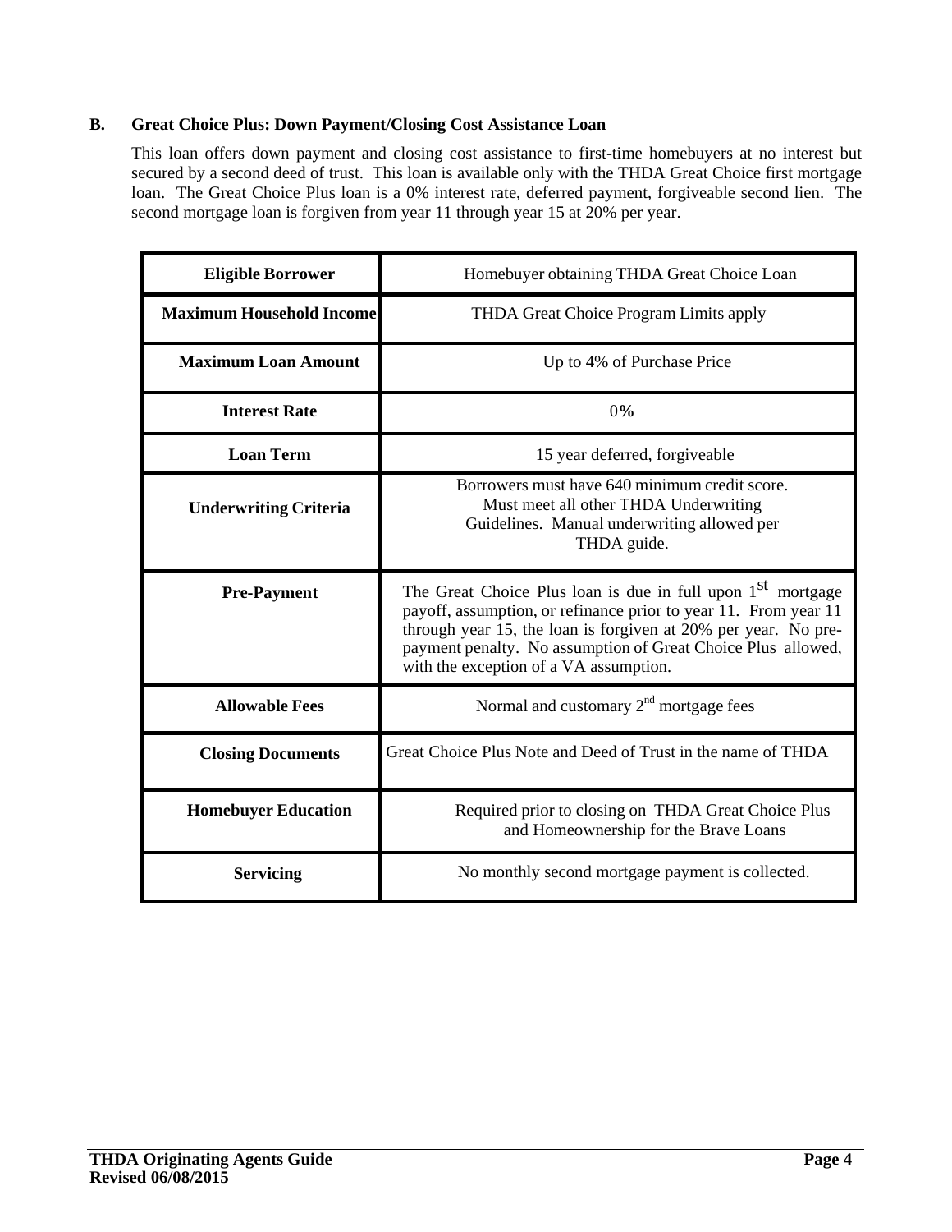### B. Great Choice Plus: Down Payment/Closing Cost Assistance Loan

This loan offers down payment and closing cost assistance to first-time homebuyers at no interest but secured by a second deed of trust. This loan is available only with the THDA Great Choice first mortgage loan. The Great Choice Plus loan is a 0% interest rate, deferred payment, forgiveable second lien. The second mortgage loan is forgiven from year 11 through year 15 at 20% per year.

| **Eligible Borrower** | Homebuyer obtaining THDA Great Choice Loan |
|---|---|
| **Maximum Household Income** | THDA Great Choice Program Limits apply |
| **Maximum Loan Amount** | Up to 4% of Purchase Price |
| **Interest Rate** | 0% |
| **Loan Term** | 15 year deferred, forgiveable |
| **Underwriting Criteria** | Borrowers must have 640 minimum credit score. Must meet all other THDA Underwriting Guidelines. Manual underwriting allowed per THDA guide. |
| **Pre-Payment** | The Great Choice Plus loan is due in full upon 1st mortgage payoff, assumption, or refinance prior to year 11. From year 11 through year 15, the loan is forgiven at 20% per year. No pre-payment penalty. No assumption of Great Choice Plus allowed, with the exception of a VA assumption. |
| **Allowable Fees** | Normal and customary 2nd mortgage fees |
| **Closing Documents** | Great Choice Plus Note and Deed of Trust in the name of THDA |
| **Homebuyer Education** | Required prior to closing on THDA Great Choice Plus and Homeownership for the Brave Loans |
| **Servicing** | No monthly second mortgage payment is collected. |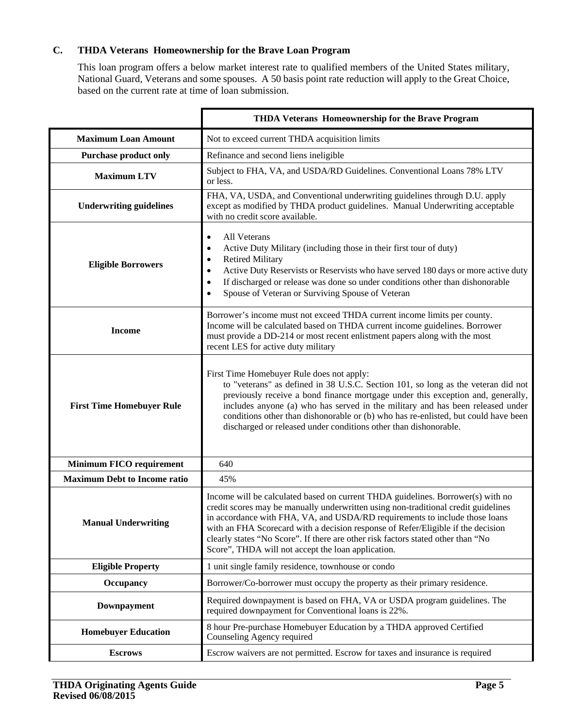### C. THDA Veterans Homeownership for the Brave Loan Program

This loan program offers a below market interest rate to qualified members of the United States military, National Guard, Veterans and some spouses. A 50 basis point rate reduction will apply to the Great Choice, based on the current rate at time of loan submission.

| | THDA Veterans Homeownership for the Brave Program |
|---|---|
| **Maximum Loan Amount** | Not to exceed current THDA acquisition limits |
| **Purchase product only** | Refinance and second liens ineligible |
| **Maximum LTV** | Subject to FHA, VA, and USDA/RD Guidelines. Conventional Loans 78% LTV or less. |
| **Underwriting guidelines** | FHA, VA, USDA, and Conventional underwriting guidelines through D.U. apply except as modified by THDA product guidelines. Manual Underwriting acceptable with no credit score available. |
| **Eligible Borrowers** | • All Veterans<br>• Active Duty Military (including those in their first tour of duty)<br>• Retired Military<br>• Active Duty Reservists or Reservists who have served 180 days or more active duty<br>• If discharged or release was done so under conditions other than dishonorable<br>• Spouse of Veteran or Surviving Spouse of Veteran |
| **Income** | Borrower's income must not exceed THDA current income limits per county. Income will be calculated based on THDA current income guidelines. Borrower must provide a DD-214 or most recent enlistment papers along with the most recent LES for active duty military |
| **First Time Homebuyer Rule** | First Time Homebuyer Rule does not apply: to "veterans" as defined in 38 U.S.C. Section 101, so long as the veteran did not previously receive a bond finance mortgage under this exception and, generally, includes anyone (a) who has served in the military and has been released under conditions other than dishonorable or (b) who has re-enlisted, but could have been discharged or released under conditions other than dishonorable. |
| **Minimum FICO requirement** | 640 |
| **Maximum Debt to Income ratio** | 45% |
| **Manual Underwriting** | Income will be calculated based on current THDA guidelines. Borrower(s) with no credit scores may be manually underwritten using non-traditional credit guidelines in accordance with FHA, VA, and USDA/RD requirements to include those loans with an FHA Scorecard with a decision response of Refer/Eligible if the decision clearly states "No Score". If there are other risk factors stated other than "No Score", THDA will not accept the loan application. |
| **Eligible Property** | 1 unit single family residence, townhouse or condo |
| **Occupancy** | Borrower/Co-borrower must occupy the property as their primary residence. |
| **Downpayment** | Required downpayment is based on FHA, VA or USDA program guidelines. The required downpayment for Conventional loans is 22%. |
| **Homebuyer Education** | 8 hour Pre-purchase Homebuyer Education by a THDA approved Certified Counseling Agency required |
| **Escrows** | Escrow waivers are not permitted. Escrow for taxes and insurance is required |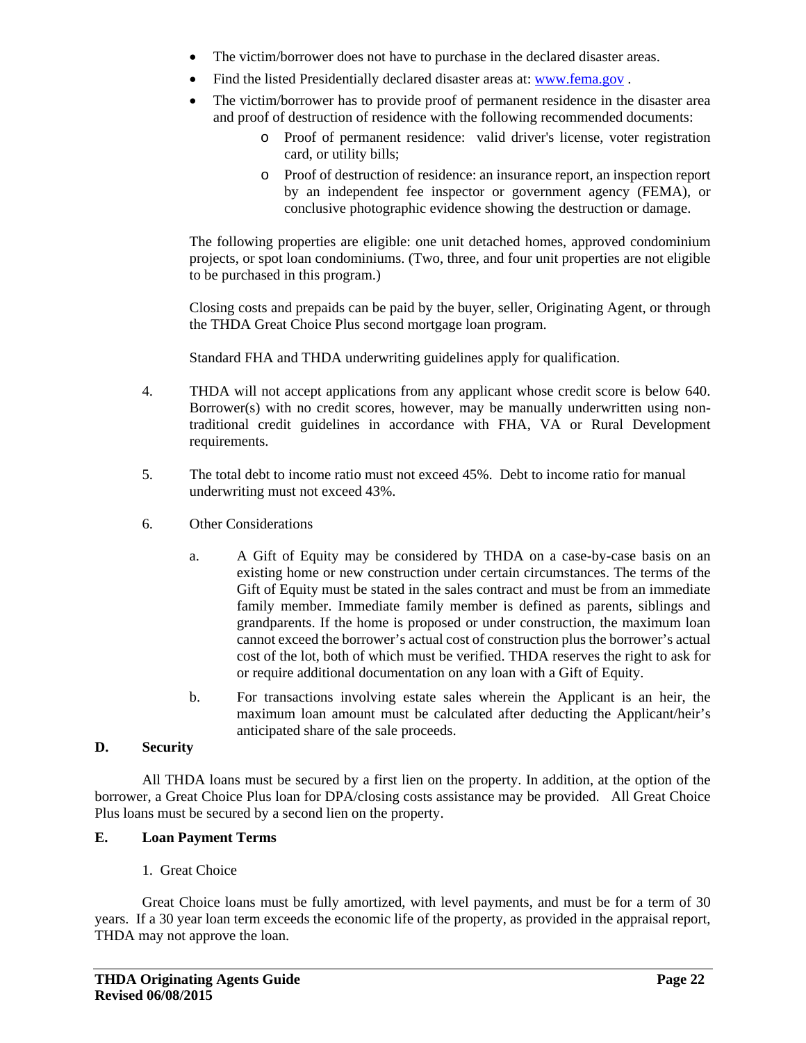- The victim/borrower does not have to purchase in the declared disaster areas.
- Find the listed Presidentially declared disaster areas at: [www.fema.gov](http://www.fema.gov) .
- The victim/borrower has to provide proof of permanent residence in the disaster area and proof of destruction of residence with the following recommended documents:
    - Proof of permanent residence: valid driver's license, voter registration card, or utility bills;
    - Proof of destruction of residence: an insurance report, an inspection report by an independent fee inspector or government agency (FEMA), or conclusive photographic evidence showing the destruction or damage.

The following properties are eligible: one unit detached homes, approved condominium projects, or spot loan condominiums. (Two, three, and four unit properties are not eligible to be purchased in this program.)

Closing costs and prepaids can be paid by the buyer, seller, Originating Agent, or through the THDA Great Choice Plus second mortgage loan program.

Standard FHA and THDA underwriting guidelines apply for qualification.

4. THDA will not accept applications from any applicant whose credit score is below 640. Borrower(s) with no credit scores, however, may be manually underwritten using non-traditional credit guidelines in accordance with FHA, VA or Rural Development requirements.

5. The total debt to income ratio must not exceed 45%. Debt to income ratio for manual underwriting must not exceed 43%.

6. Other Considerations

    a. A Gift of Equity may be considered by THDA on a case-by-case basis on an existing home or new construction under certain circumstances. The terms of the Gift of Equity must be stated in the sales contract and must be from an immediate family member. Immediate family member is defined as parents, siblings and grandparents. If the home is proposed or under construction, the maximum loan cannot exceed the borrower's actual cost of construction plus the borrower's actual cost of the lot, both of which must be verified. THDA reserves the right to ask for or require additional documentation on any loan with a Gift of Equity.

    b. For transactions involving estate sales wherein the Applicant is an heir, the maximum loan amount must be calculated after deducting the Applicant/heir's anticipated share of the sale proceeds.

## D. Security

All THDA loans must be secured by a first lien on the property. In addition, at the option of the borrower, a Great Choice Plus loan for DPA/closing costs assistance may be provided. All Great Choice Plus loans must be secured by a second lien on the property.

## E. Loan Payment Terms

1. Great Choice

Great Choice loans must be fully amortized, with level payments, and must be for a term of 30 years. If a 30 year loan term exceeds the economic life of the property, as provided in the appraisal report, THDA may not approve the loan.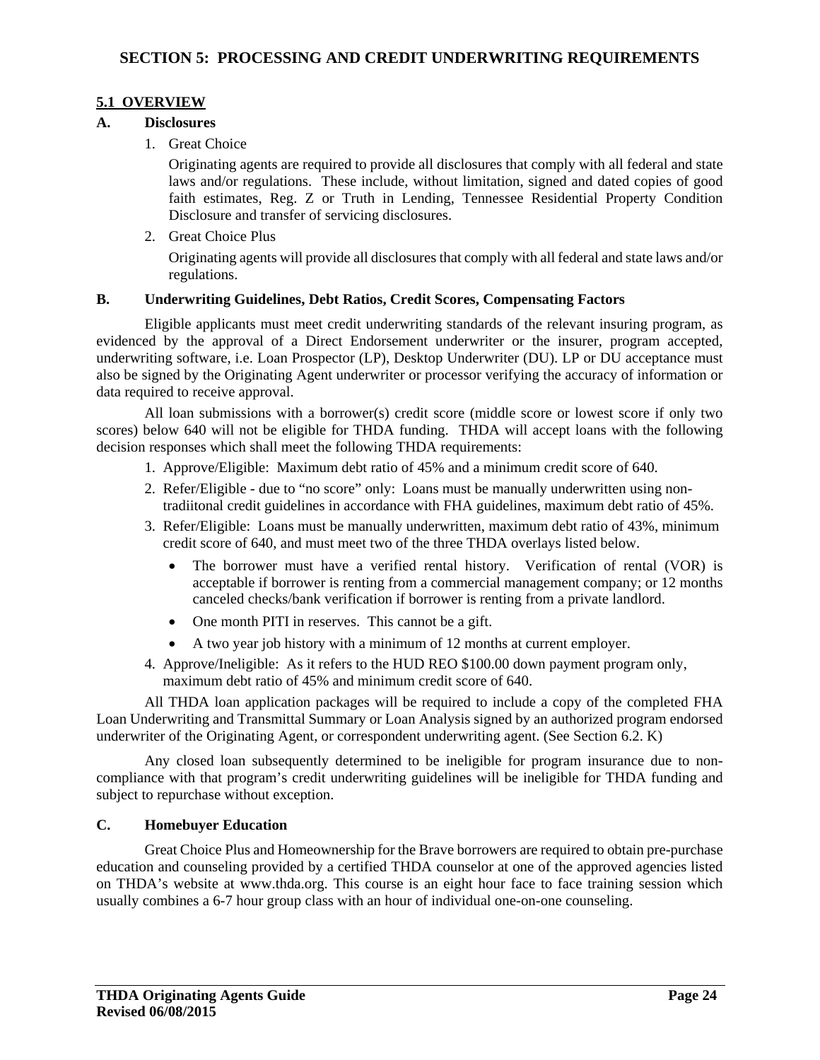# SECTION 5: PROCESSING AND CREDIT UNDERWRITING REQUIREMENTS

## 5.1 OVERVIEW

### A. Disclosures

1. Great Choice

   Originating agents are required to provide all disclosures that comply with all federal and state laws and/or regulations. These include, without limitation, signed and dated copies of good faith estimates, Reg. Z or Truth in Lending, Tennessee Residential Property Condition Disclosure and transfer of servicing disclosures.

2. Great Choice Plus

   Originating agents will provide all disclosures that comply with all federal and state laws and/or regulations.

### B. Underwriting Guidelines, Debt Ratios, Credit Scores, Compensating Factors

Eligible applicants must meet credit underwriting standards of the relevant insuring program, as evidenced by the approval of a Direct Endorsement underwriter or the insurer, program accepted, underwriting software, i.e. Loan Prospector (LP), Desktop Underwriter (DU). LP or DU acceptance must also be signed by the Originating Agent underwriter or processor verifying the accuracy of information or data required to receive approval.

All loan submissions with a borrower(s) credit score (middle score or lowest score if only two scores) below 640 will not be eligible for THDA funding. THDA will accept loans with the following decision responses which shall meet the following THDA requirements:

1. Approve/Eligible: Maximum debt ratio of 45% and a minimum credit score of 640.
2. Refer/Eligible - due to "no score" only: Loans must be manually underwritten using non-tradiitonal credit guidelines in accordance with FHA guidelines, maximum debt ratio of 45%.
3. Refer/Eligible: Loans must be manually underwritten, maximum debt ratio of 43%, minimum credit score of 640, and must meet two of the three THDA overlays listed below.
   - The borrower must have a verified rental history. Verification of rental (VOR) is acceptable if borrower is renting from a commercial management company; or 12 months canceled checks/bank verification if borrower is renting from a private landlord.
   - One month PITI in reserves. This cannot be a gift.
   - A two year job history with a minimum of 12 months at current employer.
4. Approve/Ineligible: As it refers to the HUD REO $100.00 down payment program only, maximum debt ratio of 45% and minimum credit score of 640.

All THDA loan application packages will be required to include a copy of the completed FHA Loan Underwriting and Transmittal Summary or Loan Analysis signed by an authorized program endorsed underwriter of the Originating Agent, or correspondent underwriting agent. (See Section 6.2. K)

Any closed loan subsequently determined to be ineligible for program insurance due to non-compliance with that program's credit underwriting guidelines will be ineligible for THDA funding and subject to repurchase without exception.

### C. Homebuyer Education

Great Choice Plus and Homeownership for the Brave borrowers are required to obtain pre-purchase education and counseling provided by a certified THDA counselor at one of the approved agencies listed on THDA's website at www.thda.org. This course is an eight hour face to face training session which usually combines a 6-7 hour group class with an hour of individual one-on-one counseling.